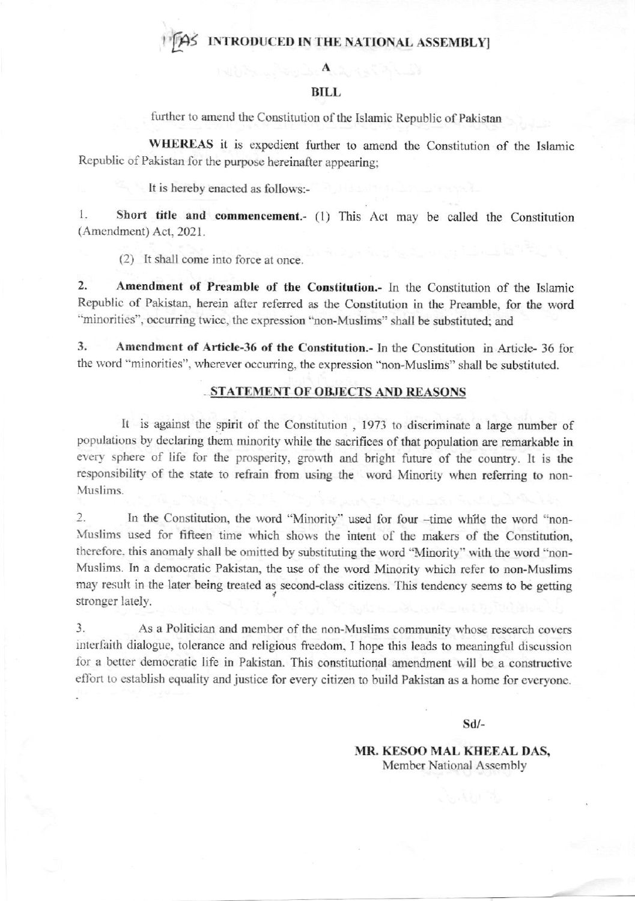# [AS INTRODUCED IN THE NATIONAL ASSEMBLY]

## A

## BILL

further to amend the Constitution of the Islamic Republic of Pakistan

**WHEREAS** it is expedient further to amend the Constitution of the Islamic Republic of Pakistan for the purpose hereinafter appearing;

It is hereby enacted as follows:-

1. **Short title and commencement.-** (1) This Act may be called the Constitution (Amendment) Act, 2021.

   (2) It shall come into force at once.

2. **Amendment of Preamble of the Constitution.-** In the Constitution of the Islamic Republic of Pakistan, herein after referred as the Constitution in the Preamble, for the word "minorities", occurring twice, the expression "non-Muslims" shall be substituted; and

3. **Amendment of Article-36 of the Constitution.-** In the Constitution in Article- 36 for the word "minorities", wherever occurring, the expression "non-Muslims" shall be substituted.

## STATEMENT OF OBJECTS AND REASONS

It is against the spirit of the Constitution , 1973 to discriminate a large number of populations by declaring them minority while the sacrifices of that population are remarkable in every sphere of life for the prosperity, growth and bright future of the country. It is the responsibility of the state to refrain from using the word Minority when referring to non-Muslims.

2. In the Constitution, the word "Minority" used for four -time while the word "non-Muslims used for fifteen time which shows the intent of the makers of the Constitution, therefore, this anomaly shall be omitted by substituting the word "Minority" with the word "non-Muslims. In a democratic Pakistan, the use of the word Minority which refer to non-Muslims may result in the later being treated as second-class citizens. This tendency seems to be getting stronger lately.

3. As a Politician and member of the non-Muslims community whose research covers interfaith dialogue, tolerance and religious freedom, I hope this leads to meaningful discussion for a better democratic life in Pakistan. This constitutional amendment will be a constructive effort to establish equality and justice for every citizen to build Pakistan as a home for everyone.

Sd/-

**MR. KESOO MAL KHEEAL DAS,**
Member National Assembly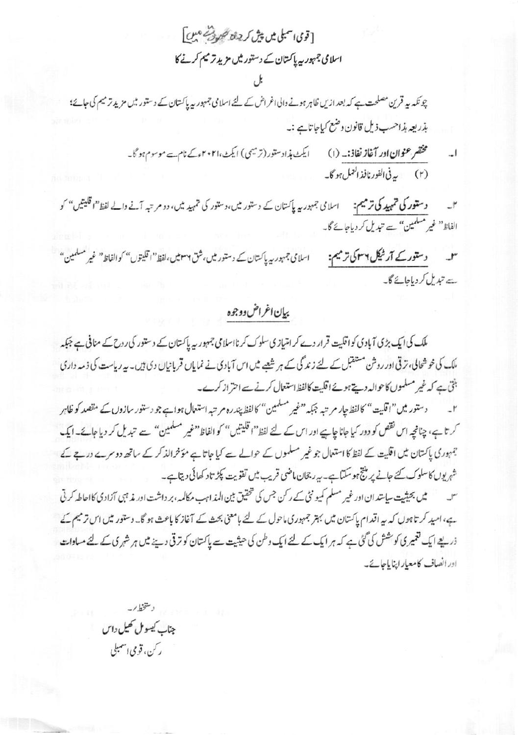[قومی اسمبلی میں پیش کردہ صورت میں]

# اسلامی جمہوریہ پاکستان کے دستور میں مزید ترمیم کرنے کا

## بل

چونکہ یہ قرین مصلحت ہے کہ بعد ازیں ظاہر ہونے والی اغراض کے لئے اسلامی جمہوریہ پاکستان کے دستور میں مزید ترمیم کی جائے؛
بذریعہ ہذا حسب ذیل قانون وضع کیا جاتا ہے :-

۱۔ **مختصر عنوان اور آغاز نفاذ:۔** (۱) ایکٹ ہذا دستور (ترمیمی) ایکٹ، ۲۰۲۱ء کے نام سے موسوم ہوگا۔
(۲) یہ فی الفور نافذ العمل ہوگا۔

۲۔ **دستور کی تمہید کی ترمیم:** اسلامی جمہوریہ پاکستان کے دستور میں، دستور کی تمہید میں، دو مرتبہ آنے والے لفظ "اقلیتیں" کو الفاظ "غیر مسلمین" سے تبدیل کر دیا جائے گا۔

۳۔ **دستور کے آرٹیکل ۳۶ کی ترمیم:** اسلامی جمہوریہ پاکستان کے دستور میں، شق ۳۶ میں، لفظ "اقلیتوں" کو الفاظ "غیر مسلمین" سے تبدیل کر دیا جائے گا۔

## بیان اغراض ووجوہ

ملک کی ایک بڑی آبادی کو اقلیت قرار دے کر امتیازی سلوک کرنا اسلامی جمہوریہ پاکستان کے دستور کی روح کے منافی ہے جبکہ ملک کی خوشحالی، ترقی اور روشن مستقبل کے لئے زندگی کے ہر شعبے میں اس آبادی نے نمایاں قربانیاں دی ہیں۔ یہ ریاست کی ذمہ داری بنتی ہے کہ غیر مسلموں کا حوالہ دیتے ہوئے اقلیت کا لفظ استعمال کرنے سے احتراز کرے۔

۲۔ دستور میں "اقلیت" کا لفظ چار مرتبہ جبکہ "غیر مسلمین" کا لفظ پندرہ مرتبہ استعمال ہوا ہے جو دستور سازوں کے مقصد کو ظاہر کرتا ہے، چنانچہ اس نقص کو دور کیا جانا چاہیے اور اس کے لئے لفظ "اقلیتیں" کو الفاظ "غیر مسلمین" سے تبدیل کر دیا جائے۔ ایک جمہوری پاکستان میں اقلیت کے لفظ کا استعمال جو غیر مسلموں کے حوالے سے کیا جاتا ہے مؤخر الذکر کے ساتھ دوسرے درجے کے شہریوں کا سلوک کئے جانے پر منتج ہوسکتا ہے۔ یہ رجحان ماضی قریب میں تقویت پکڑتا دکھائی دیتا ہے۔

۳۔ میں بحیثیت سیاستدان اور غیر مسلم کمیونٹی کے رکن جس کی تحقیق بین المذاہب مکالمہ، برداشت اور مذہبی آزادی کا احاطہ کرتی ہے، امید کرتا ہوں کہ یہ اقدام پاکستان میں بہتر جمہوری ماحول کے لئے بامعنی بحث کے آغاز کا باعث ہوگا۔ دستور میں اس ترمیم کے ذریعے ایک تعمیری کوشش کی گئی ہے کہ ہر ایک کے لئے ایک وطن کی حیثیت سے پاکستان کو ترقی دینے میں ہر شہری کے لئے مساوات اور انصاف کا معیار اپنایا جائے۔

دستخط/-
جناب کیسو مل کھیل داس
رکن، قومی اسمبلی